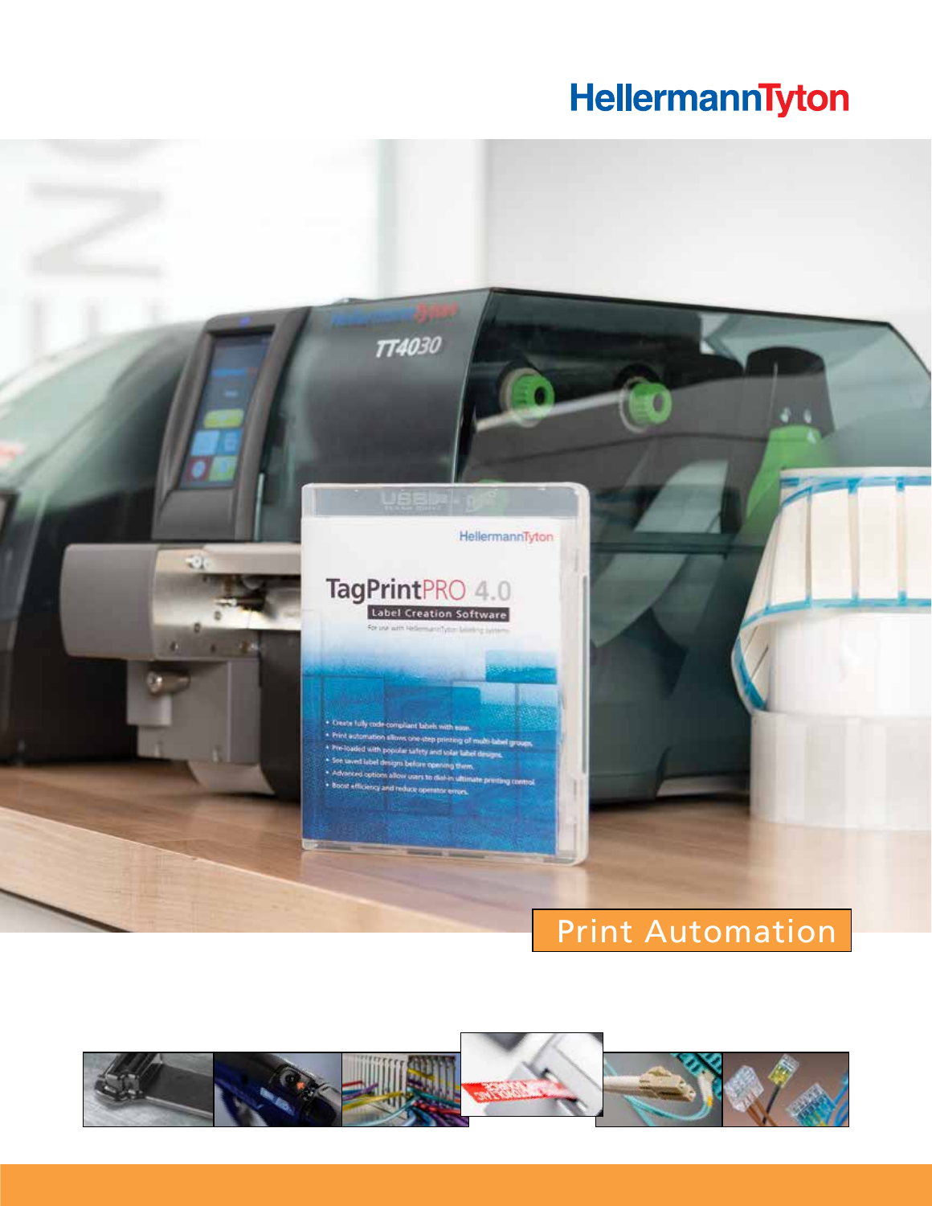HellermannTyton

# Print Automation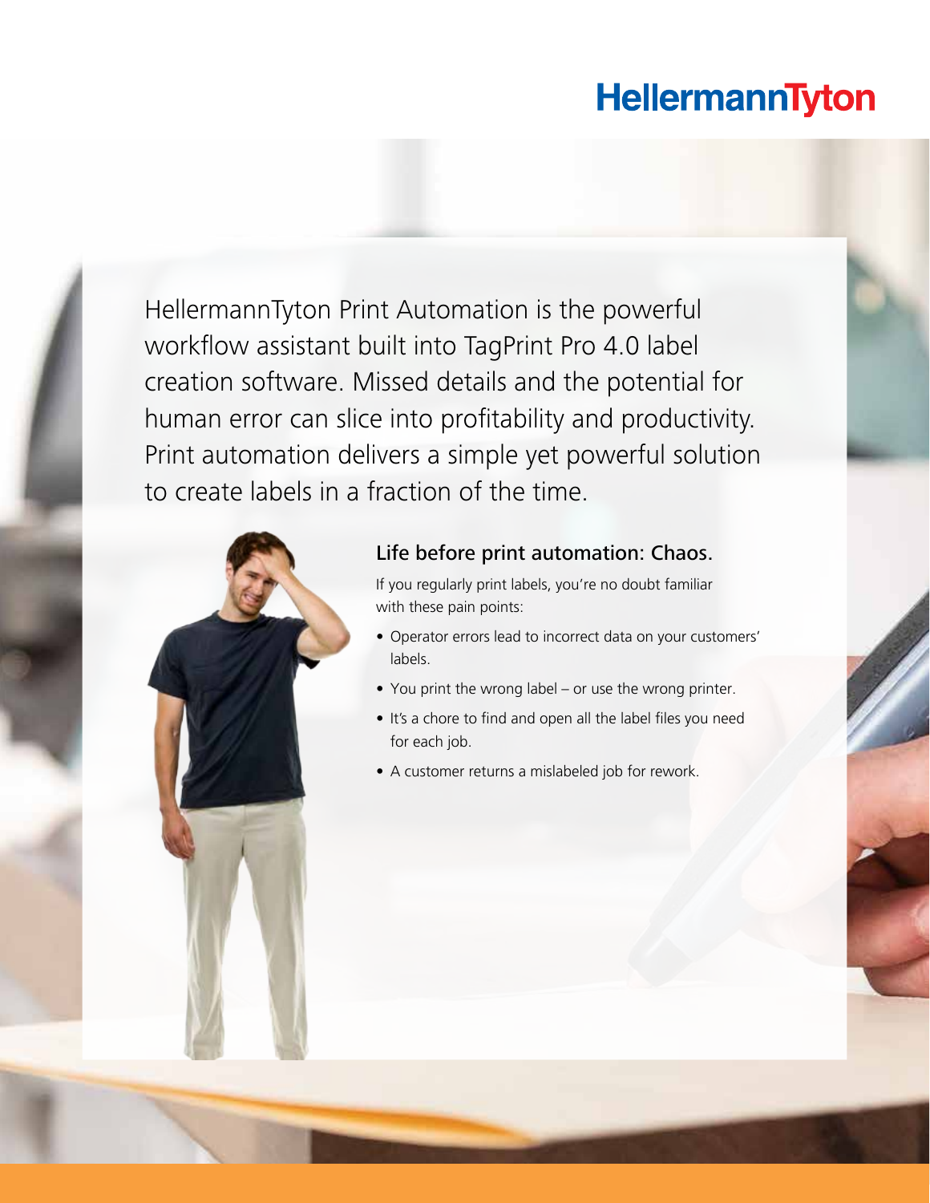HellermannTyton Print Automation is the powerful workflow assistant built into TagPrint Pro 4.0 label creation software. Missed details and the potential for human error can slice into profitability and productivity. Print automation delivers a simple yet powerful solution to create labels in a fraction of the time.

## Life before print automation: Chaos.

If you regularly print labels, you're no doubt familiar with these pain points:

- Operator errors lead to incorrect data on your customers' labels.
- You print the wrong label – or use the wrong printer.
- It's a chore to find and open all the label files you need for each job.
- A customer returns a mislabeled job for rework.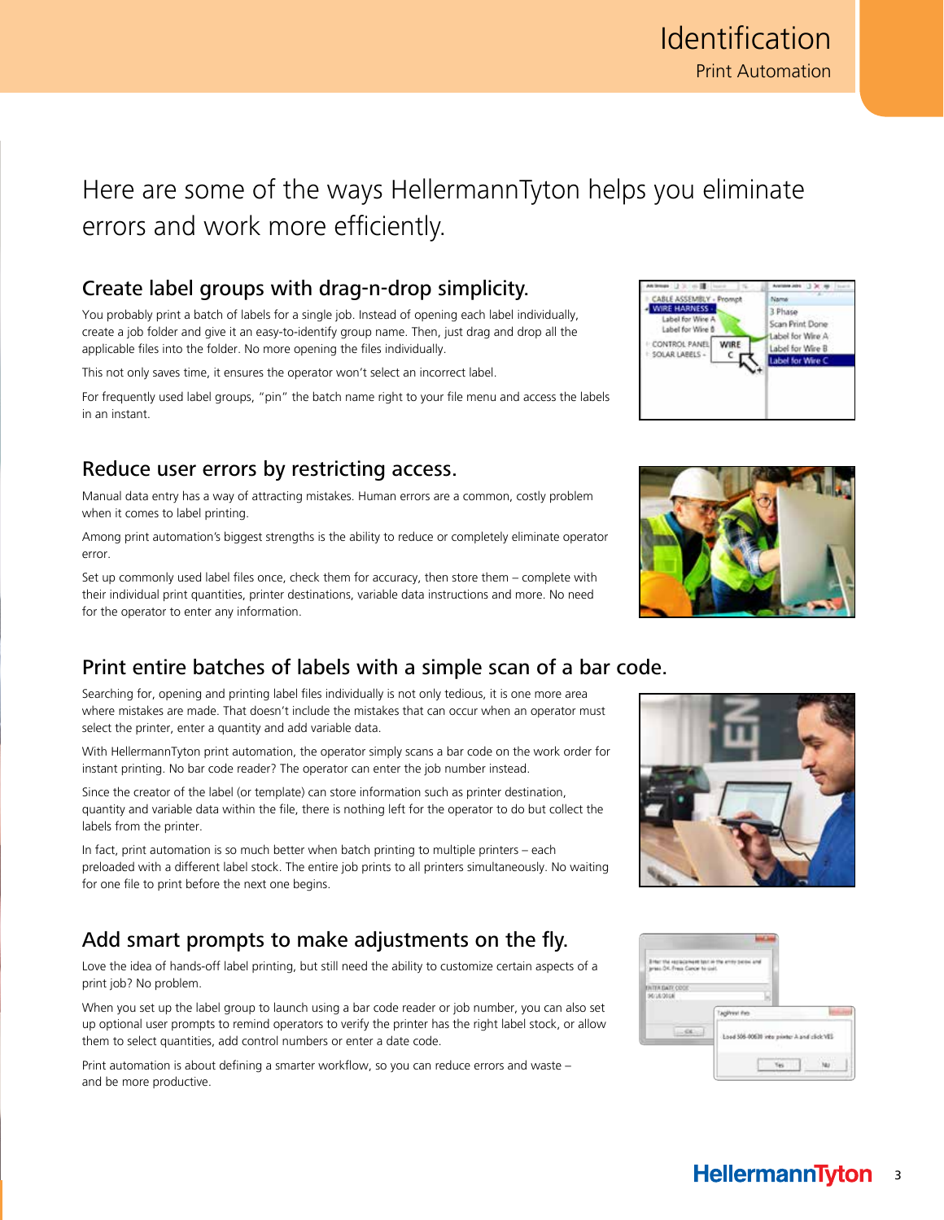Here are some of the ways HellermannTyton helps you eliminate errors and work more efficiently.

## Create label groups with drag-n-drop simplicity.

You probably print a batch of labels for a single job. Instead of opening each label individually, create a job folder and give it an easy-to-identify group name. Then, just drag and drop all the applicable files into the folder. No more opening the files individually.

This not only saves time, it ensures the operator won't select an incorrect label.

For frequently used label groups, "pin" the batch name right to your file menu and access the labels in an instant.

## Reduce user errors by restricting access.

Manual data entry has a way of attracting mistakes. Human errors are a common, costly problem when it comes to label printing.

Among print automation's biggest strengths is the ability to reduce or completely eliminate operator error.

Set up commonly used label files once, check them for accuracy, then store them – complete with their individual print quantities, printer destinations, variable data instructions and more. No need for the operator to enter any information.

## Print entire batches of labels with a simple scan of a bar code.

Searching for, opening and printing label files individually is not only tedious, it is one more area where mistakes are made. That doesn't include the mistakes that can occur when an operator must select the printer, enter a quantity and add variable data.

With HellermannTyton print automation, the operator simply scans a bar code on the work order for instant printing. No bar code reader? The operator can enter the job number instead.

Since the creator of the label (or template) can store information such as printer destination, quantity and variable data within the file, there is nothing left for the operator to do but collect the labels from the printer.

In fact, print automation is so much better when batch printing to multiple printers – each preloaded with a different label stock. The entire job prints to all printers simultaneously. No waiting for one file to print before the next one begins.

## Add smart prompts to make adjustments on the fly.

Love the idea of hands-off label printing, but still need the ability to customize certain aspects of a print job? No problem.

When you set up the label group to launch using a bar code reader or job number, you can also set up optional user prompts to remind operators to verify the printer has the right label stock, or allow them to select quantities, add control numbers or enter a date code.

Print automation is about defining a smarter workflow, so you can reduce errors and waste – and be more productive.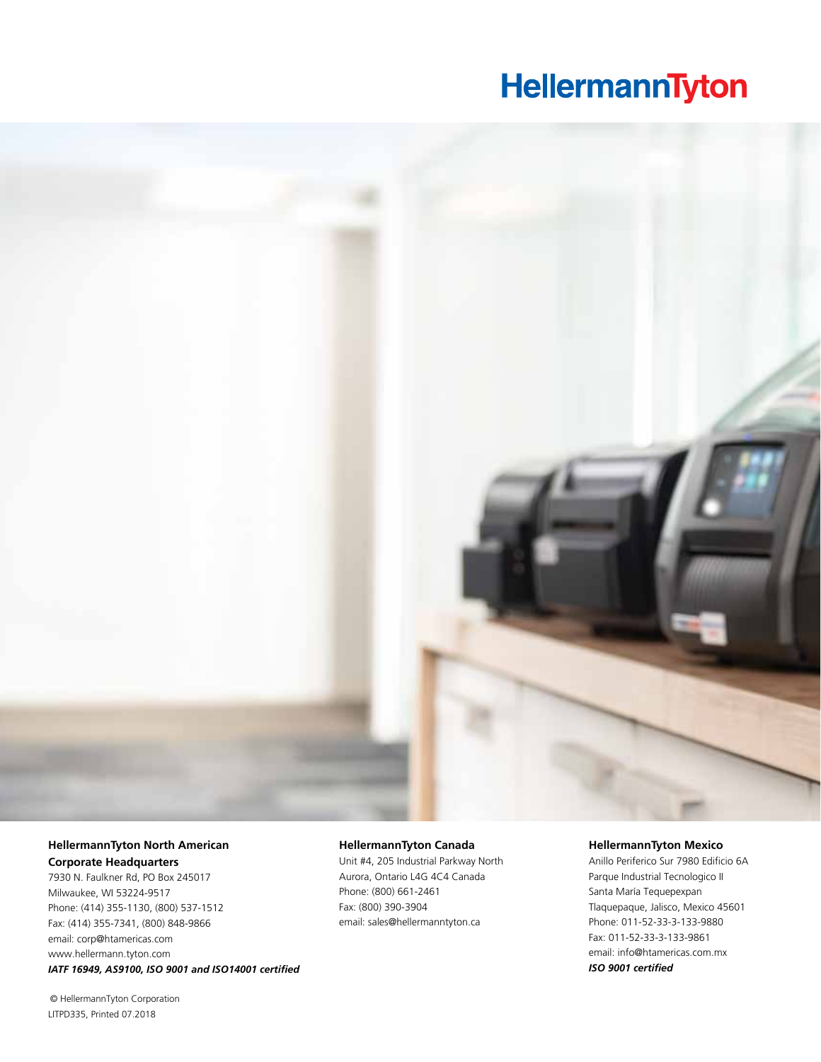HellermannTyton

**HellermannTyton North American Corporate Headquarters**
7930 N. Faulkner Rd, PO Box 245017
Milwaukee, WI 53224-9517
Phone: (414) 355-1130, (800) 537-1512
Fax: (414) 355-7341, (800) 848-9866
email: corp@htamericas.com
www.hellermann.tyton.com
***IATF 16949, AS9100, ISO 9001 and ISO14001 certified***

**HellermannTyton Canada**
Unit #4, 205 Industrial Parkway North
Aurora, Ontario L4G 4C4 Canada
Phone: (800) 661-2461
Fax: (800) 390-3904
email: sales@hellermanntyton.ca

**HellermannTyton Mexico**
Anillo Periferico Sur 7980 Edificio 6A
Parque Industrial Tecnologico II
Santa María Tequepexpan
Tlaquepaque, Jalisco, Mexico 45601
Phone: 011-52-33-3-133-9880
Fax: 011-52-33-3-133-9861
email: info@htamericas.com.mx
***ISO 9001 certified***

© HellermannTyton Corporation
LITPD335, Printed 07.2018